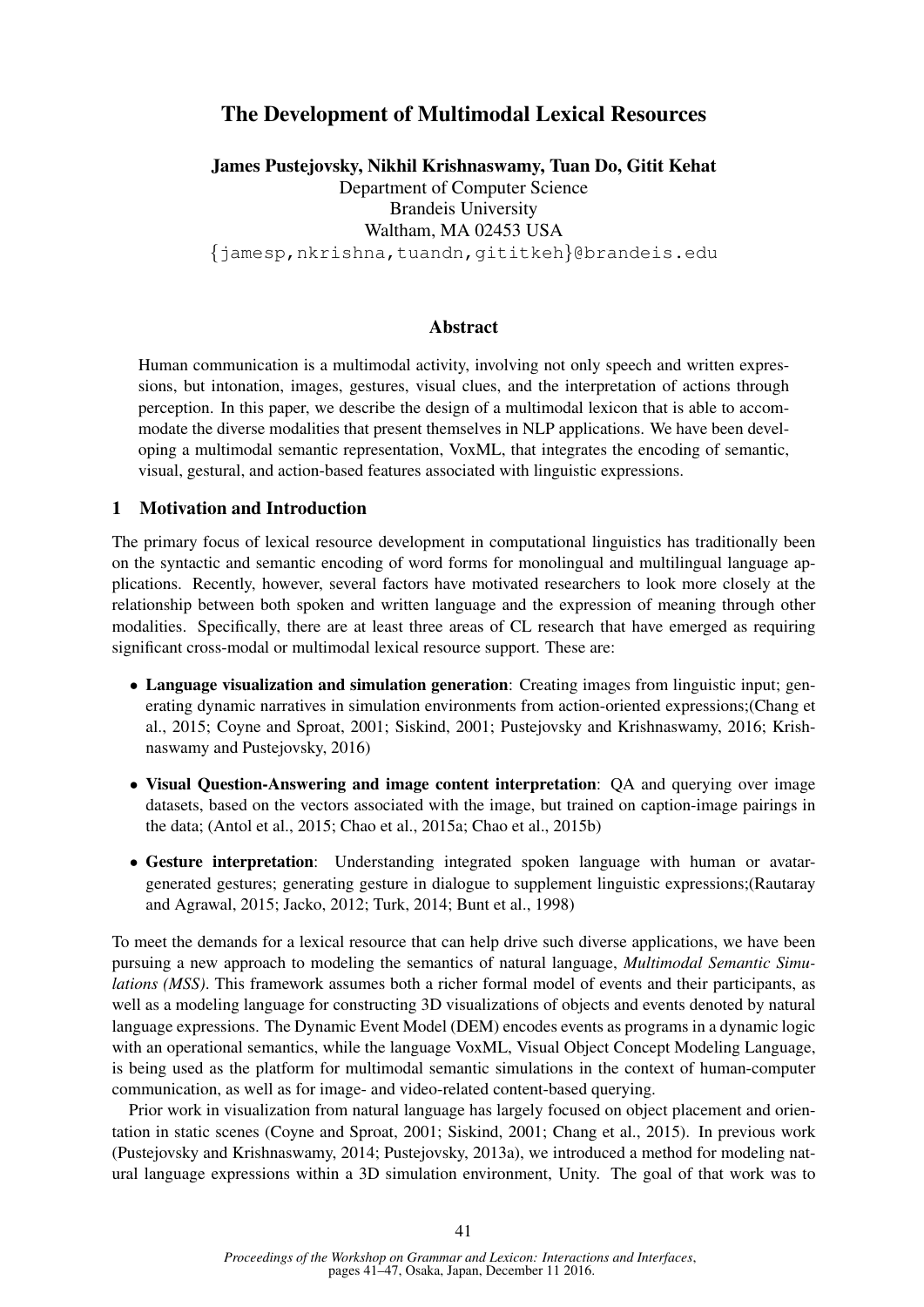# The Development of Multimodal Lexical Resources

**James Pustejovsky, Nikhil Krishnaswamy, Tuan Do, Gitit Kehat**
Department of Computer Science
Brandeis University
Waltham, MA 02453 USA
{jamesp,nkrishna,tuandn,gititkeh}@brandeis.edu

## Abstract

Human communication is a multimodal activity, involving not only speech and written expressions, but intonation, images, gestures, visual clues, and the interpretation of actions through perception. In this paper, we describe the design of a multimodal lexicon that is able to accommodate the diverse modalities that present themselves in NLP applications. We have been developing a multimodal semantic representation, VoxML, that integrates the encoding of semantic, visual, gestural, and action-based features associated with linguistic expressions.

## 1 Motivation and Introduction

The primary focus of lexical resource development in computational linguistics has traditionally been on the syntactic and semantic encoding of word forms for monolingual and multilingual language applications. Recently, however, several factors have motivated researchers to look more closely at the relationship between both spoken and written language and the expression of meaning through other modalities. Specifically, there are at least three areas of CL research that have emerged as requiring significant cross-modal or multimodal lexical resource support. These are:

- **Language visualization and simulation generation**: Creating images from linguistic input; generating dynamic narratives in simulation environments from action-oriented expressions;(Chang et al., 2015; Coyne and Sproat, 2001; Siskind, 2001; Pustejovsky and Krishnaswamy, 2016; Krishnaswamy and Pustejovsky, 2016)
- **Visual Question-Answering and image content interpretation**: QA and querying over image datasets, based on the vectors associated with the image, but trained on caption-image pairings in the data; (Antol et al., 2015; Chao et al., 2015a; Chao et al., 2015b)
- **Gesture interpretation**: Understanding integrated spoken language with human or avatar-generated gestures; generating gesture in dialogue to supplement linguistic expressions;(Rautaray and Agrawal, 2015; Jacko, 2012; Turk, 2014; Bunt et al., 1998)

To meet the demands for a lexical resource that can help drive such diverse applications, we have been pursuing a new approach to modeling the semantics of natural language, *Multimodal Semantic Simulations (MSS)*. This framework assumes both a richer formal model of events and their participants, as well as a modeling language for constructing 3D visualizations of objects and events denoted by natural language expressions. The Dynamic Event Model (DEM) encodes events as programs in a dynamic logic with an operational semantics, while the language VoxML, Visual Object Concept Modeling Language, is being used as the platform for multimodal semantic simulations in the context of human-computer communication, as well as for image- and video-related content-based querying.

Prior work in visualization from natural language has largely focused on object placement and orientation in static scenes (Coyne and Sproat, 2001; Siskind, 2001; Chang et al., 2015). In previous work (Pustejovsky and Krishnaswamy, 2014; Pustejovsky, 2013a), we introduced a method for modeling natural language expressions within a 3D simulation environment, Unity. The goal of that work was to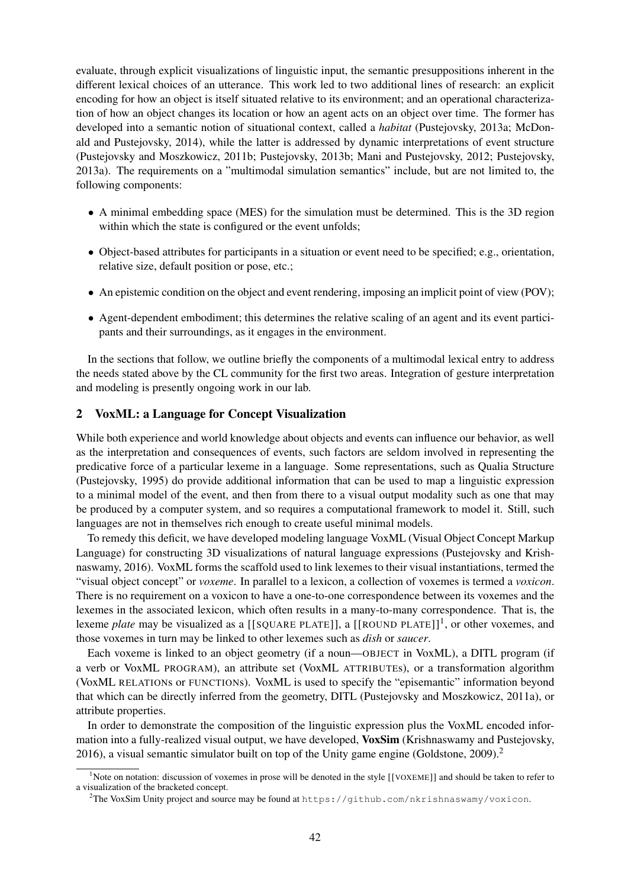evaluate, through explicit visualizations of linguistic input, the semantic presuppositions inherent in the different lexical choices of an utterance. This work led to two additional lines of research: an explicit encoding for how an object is itself situated relative to its environment; and an operational characterization of how an object changes its location or how an agent acts on an object over time. The former has developed into a semantic notion of situational context, called a *habitat* (Pustejovsky, 2013a; McDonald and Pustejovsky, 2014), while the latter is addressed by dynamic interpretations of event structure (Pustejovsky and Moszkowicz, 2011b; Pustejovsky, 2013b; Mani and Pustejovsky, 2012; Pustejovsky, 2013a). The requirements on a "multimodal simulation semantics" include, but are not limited to, the following components:

- A minimal embedding space (MES) for the simulation must be determined. This is the 3D region within which the state is configured or the event unfolds;
- Object-based attributes for participants in a situation or event need to be specified; e.g., orientation, relative size, default position or pose, etc.;
- An epistemic condition on the object and event rendering, imposing an implicit point of view (POV);
- Agent-dependent embodiment; this determines the relative scaling of an agent and its event participants and their surroundings, as it engages in the environment.

In the sections that follow, we outline briefly the components of a multimodal lexical entry to address the needs stated above by the CL community for the first two areas. Integration of gesture interpretation and modeling is presently ongoing work in our lab.

## 2 VoxML: a Language for Concept Visualization

While both experience and world knowledge about objects and events can influence our behavior, as well as the interpretation and consequences of events, such factors are seldom involved in representing the predicative force of a particular lexeme in a language. Some representations, such as Qualia Structure (Pustejovsky, 1995) do provide additional information that can be used to map a linguistic expression to a minimal model of the event, and then from there to a visual output modality such as one that may be produced by a computer system, and so requires a computational framework to model it. Still, such languages are not in themselves rich enough to create useful minimal models.

To remedy this deficit, we have developed modeling language VoxML (Visual Object Concept Markup Language) for constructing 3D visualizations of natural language expressions (Pustejovsky and Krishnaswamy, 2016). VoxML forms the scaffold used to link lexemes to their visual instantiations, termed the "visual object concept" or *voxeme*. In parallel to a lexicon, a collection of voxemes is termed a *voxicon*. There is no requirement on a voxicon to have a one-to-one correspondence between its voxemes and the lexemes in the associated lexicon, which often results in a many-to-many correspondence. That is, the lexeme *plate* may be visualized as a [[SQUARE PLATE]], a [[ROUND PLATE]][1], or other voxemes, and those voxemes in turn may be linked to other lexemes such as *dish* or *saucer*.

Each voxeme is linked to an object geometry (if a noun—OBJECT in VoxML), a DITL program (if a verb or VoxML PROGRAM), an attribute set (VoxML ATTRIBUTES), or a transformation algorithm (VoxML RELATIONS or FUNCTIONS). VoxML is used to specify the "episemantic" information beyond that which can be directly inferred from the geometry, DITL (Pustejovsky and Moszkowicz, 2011a), or attribute properties.

In order to demonstrate the composition of the linguistic expression plus the VoxML encoded information into a fully-realized visual output, we have developed, **VoxSim** (Krishnaswamy and Pustejovsky, 2016), a visual semantic simulator built on top of the Unity game engine (Goldstone, 2009).[2]

[1] Note on notation: discussion of voxemes in prose will be denoted in the style [[VOXEME]] and should be taken to refer to a visualization of the bracketed concept.

[2] The VoxSim Unity project and source may be found at `https://github.com/nkrishnaswamy/voxicon`.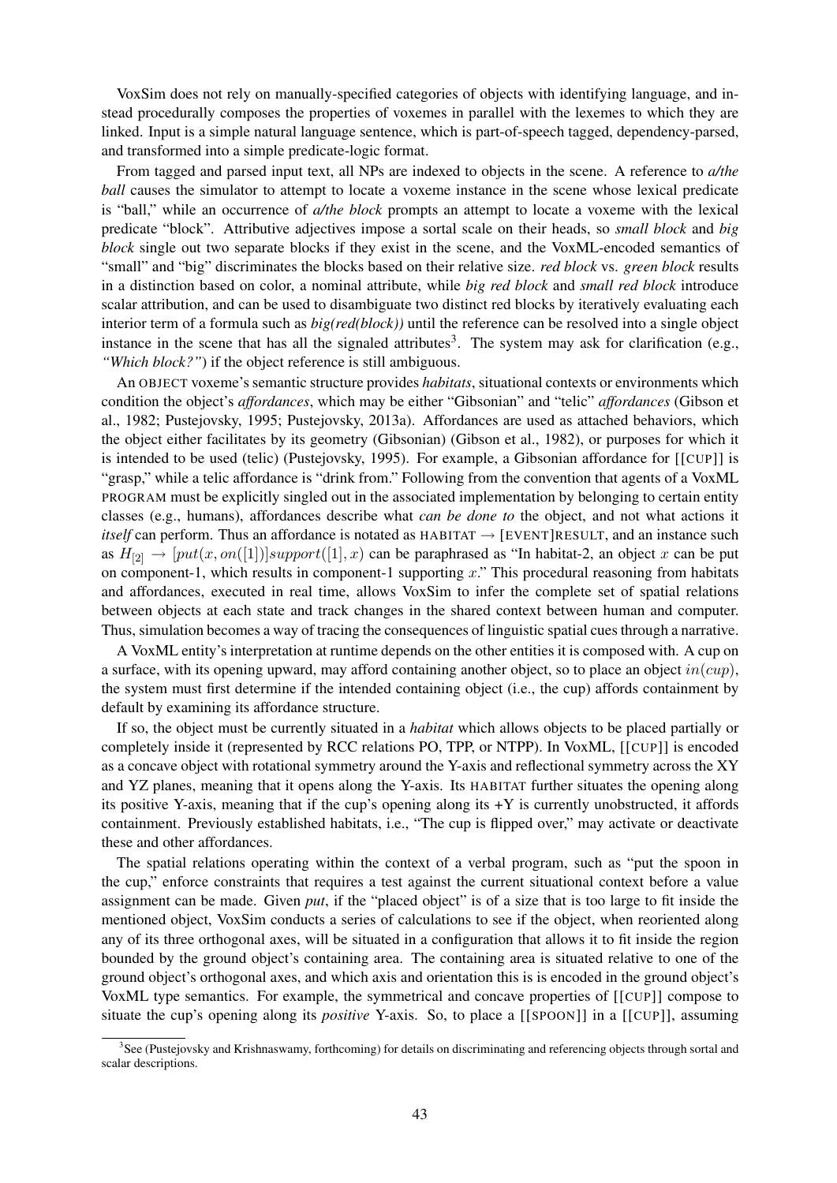VoxSim does not rely on manually-specified categories of objects with identifying language, and instead procedurally composes the properties of voxemes in parallel with the lexemes to which they are linked. Input is a simple natural language sentence, which is part-of-speech tagged, dependency-parsed, and transformed into a simple predicate-logic format.

From tagged and parsed input text, all NPs are indexed to objects in the scene. A reference to *a/the ball* causes the simulator to attempt to locate a voxeme instance in the scene whose lexical predicate is "ball," while an occurrence of *a/the block* prompts an attempt to locate a voxeme with the lexical predicate "block". Attributive adjectives impose a sortal scale on their heads, so *small block* and *big block* single out two separate blocks if they exist in the scene, and the VoxML-encoded semantics of "small" and "big" discriminates the blocks based on their relative size. *red block* vs. *green block* results in a distinction based on color, a nominal attribute, while *big red block* and *small red block* introduce scalar attribution, and can be used to disambiguate two distinct red blocks by iteratively evaluating each interior term of a formula such as *big(red(block))* until the reference can be resolved into a single object instance in the scene that has all the signaled attributes[3]. The system may ask for clarification (e.g., *"Which block?"*) if the object reference is still ambiguous.

An OBJECT voxeme's semantic structure provides *habitats*, situational contexts or environments which condition the object's *affordances*, which may be either "Gibsonian" and "telic" *affordances* (Gibson et al., 1982; Pustejovsky, 1995; Pustejovsky, 2013a). Affordances are used as attached behaviors, which the object either facilitates by its geometry (Gibsonian) (Gibson et al., 1982), or purposes for which it is intended to be used (telic) (Pustejovsky, 1995). For example, a Gibsonian affordance for [[CUP]] is "grasp," while a telic affordance is "drink from." Following from the convention that agents of a VoxML PROGRAM must be explicitly singled out in the associated implementation by belonging to certain entity classes (e.g., humans), affordances describe what *can be done to* the object, and not what actions it *itself* can perform. Thus an affordance is notated as HABITAT → [EVENT]RESULT, and an instance such as $H_{[2]} \rightarrow [put(x, on([1])]support([1], x)$ can be paraphrased as "In habitat-2, an object $x$ can be put on component-1, which results in component-1 supporting $x$." This procedural reasoning from habitats and affordances, executed in real time, allows VoxSim to infer the complete set of spatial relations between objects at each state and track changes in the shared context between human and computer. Thus, simulation becomes a way of tracing the consequences of linguistic spatial cues through a narrative.

A VoxML entity's interpretation at runtime depends on the other entities it is composed with. A cup on a surface, with its opening upward, may afford containing another object, so to place an object $in(cup)$, the system must first determine if the intended containing object (i.e., the cup) affords containment by default by examining its affordance structure.

If so, the object must be currently situated in a *habitat* which allows objects to be placed partially or completely inside it (represented by RCC relations PO, TPP, or NTPP). In VoxML, [[CUP]] is encoded as a concave object with rotational symmetry around the Y-axis and reflectional symmetry across the XY and YZ planes, meaning that it opens along the Y-axis. Its HABITAT further situates the opening along its positive Y-axis, meaning that if the cup's opening along its +Y is currently unobstructed, it affords containment. Previously established habitats, i.e., "The cup is flipped over," may activate or deactivate these and other affordances.

The spatial relations operating within the context of a verbal program, such as "put the spoon in the cup," enforce constraints that requires a test against the current situational context before a value assignment can be made. Given *put*, if the "placed object" is of a size that is too large to fit inside the mentioned object, VoxSim conducts a series of calculations to see if the object, when reoriented along any of its three orthogonal axes, will be situated in a configuration that allows it to fit inside the region bounded by the ground object's containing area. The containing area is situated relative to one of the ground object's orthogonal axes, and which axis and orientation this is is encoded in the ground object's VoxML type semantics. For example, the symmetrical and concave properties of [[CUP]] compose to situate the cup's opening along its *positive* Y-axis. So, to place a [[SPOON]] in a [[CUP]], assuming

[3] See (Pustejovsky and Krishnaswamy, forthcoming) for details on discriminating and referencing objects through sortal and scalar descriptions.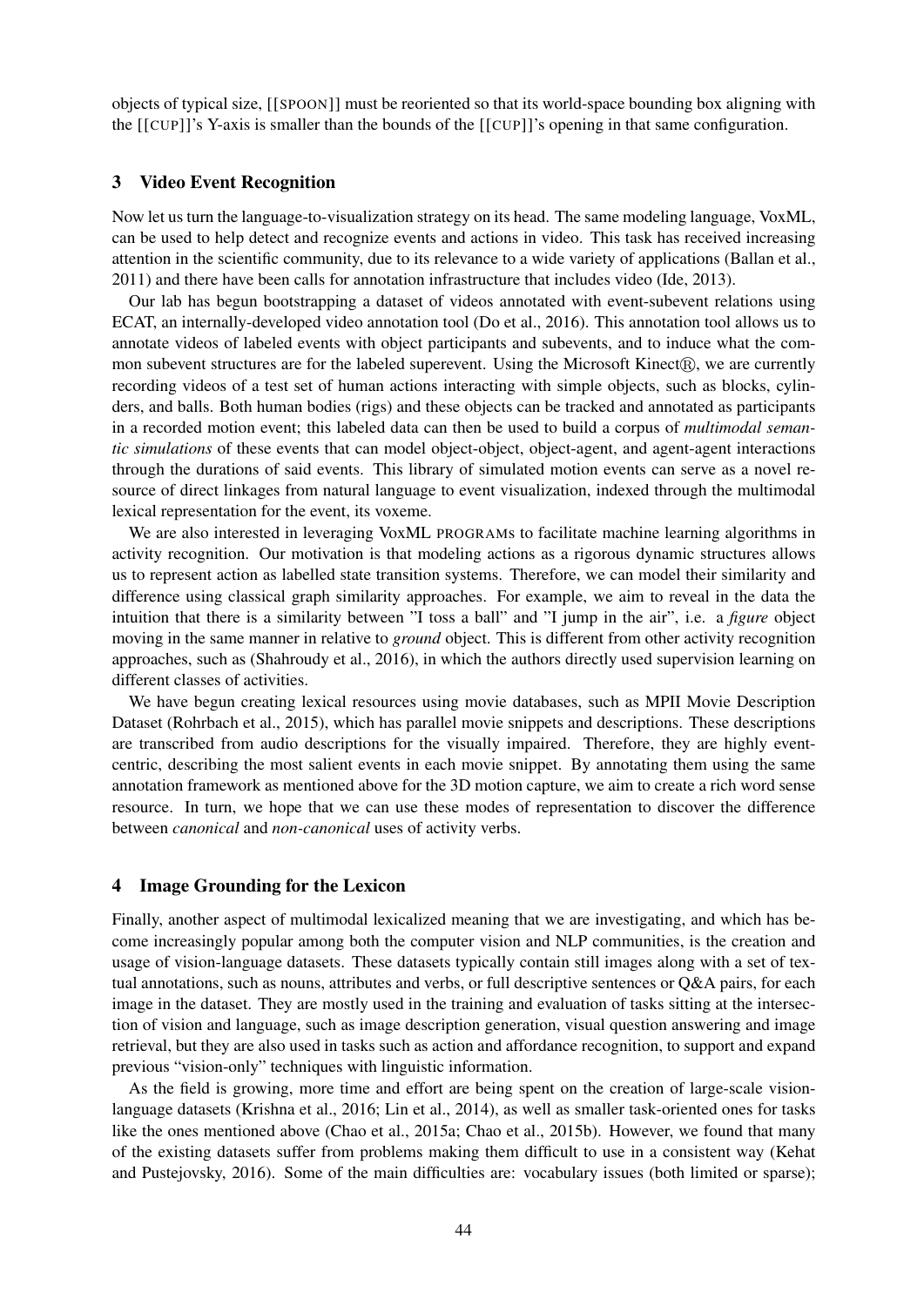objects of typical size, [[SPOON]] must be reoriented so that its world-space bounding box aligning with the [[CUP]]'s Y-axis is smaller than the bounds of the [[CUP]]'s opening in that same configuration.

## 3 Video Event Recognition

Now let us turn the language-to-visualization strategy on its head. The same modeling language, VoxML, can be used to help detect and recognize events and actions in video. This task has received increasing attention in the scientific community, due to its relevance to a wide variety of applications (Ballan et al., 2011) and there have been calls for annotation infrastructure that includes video (Ide, 2013).

Our lab has begun bootstrapping a dataset of videos annotated with event-subevent relations using ECAT, an internally-developed video annotation tool (Do et al., 2016). This annotation tool allows us to annotate videos of labeled events with object participants and subevents, and to induce what the common subevent structures are for the labeled superevent. Using the Microsoft Kinect®, we are currently recording videos of a test set of human actions interacting with simple objects, such as blocks, cylinders, and balls. Both human bodies (rigs) and these objects can be tracked and annotated as participants in a recorded motion event; this labeled data can then be used to build a corpus of *multimodal semantic simulations* of these events that can model object-object, object-agent, and agent-agent interactions through the durations of said events. This library of simulated motion events can serve as a novel resource of direct linkages from natural language to event visualization, indexed through the multimodal lexical representation for the event, its voxeme.

We are also interested in leveraging VoxML PROGRAMs to facilitate machine learning algorithms in activity recognition. Our motivation is that modeling actions as a rigorous dynamic structures allows us to represent action as labelled state transition systems. Therefore, we can model their similarity and difference using classical graph similarity approaches. For example, we aim to reveal in the data the intuition that there is a similarity between "I toss a ball" and "I jump in the air", i.e. a *figure* object moving in the same manner in relative to *ground* object. This is different from other activity recognition approaches, such as (Shahroudy et al., 2016), in which the authors directly used supervision learning on different classes of activities.

We have begun creating lexical resources using movie databases, such as MPII Movie Description Dataset (Rohrbach et al., 2015), which has parallel movie snippets and descriptions. These descriptions are transcribed from audio descriptions for the visually impaired. Therefore, they are highly event-centric, describing the most salient events in each movie snippet. By annotating them using the same annotation framework as mentioned above for the 3D motion capture, we aim to create a rich word sense resource. In turn, we hope that we can use these modes of representation to discover the difference between *canonical* and *non-canonical* uses of activity verbs.

## 4 Image Grounding for the Lexicon

Finally, another aspect of multimodal lexicalized meaning that we are investigating, and which has become increasingly popular among both the computer vision and NLP communities, is the creation and usage of vision-language datasets. These datasets typically contain still images along with a set of textual annotations, such as nouns, attributes and verbs, or full descriptive sentences or Q&A pairs, for each image in the dataset. They are mostly used in the training and evaluation of tasks sitting at the intersection of vision and language, such as image description generation, visual question answering and image retrieval, but they are also used in tasks such as action and affordance recognition, to support and expand previous "vision-only" techniques with linguistic information.

As the field is growing, more time and effort are being spent on the creation of large-scale vision-language datasets (Krishna et al., 2016; Lin et al., 2014), as well as smaller task-oriented ones for tasks like the ones mentioned above (Chao et al., 2015a; Chao et al., 2015b). However, we found that many of the existing datasets suffer from problems making them difficult to use in a consistent way (Kehat and Pustejovsky, 2016). Some of the main difficulties are: vocabulary issues (both limited or sparse);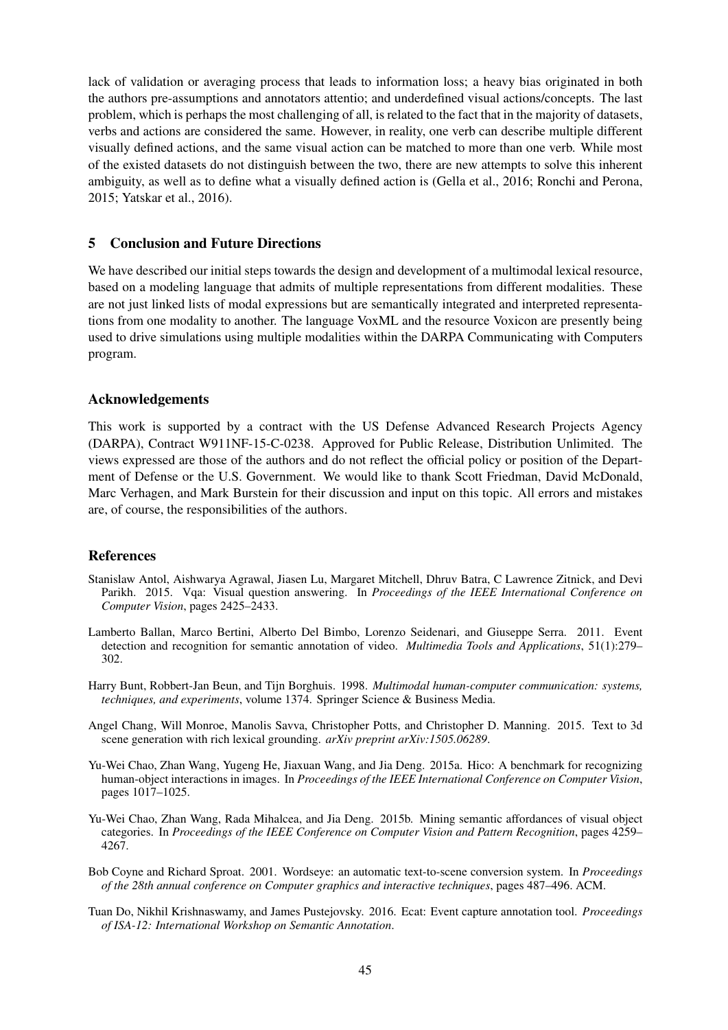lack of validation or averaging process that leads to information loss; a heavy bias originated in both the authors pre-assumptions and annotators attentio; and underdefined visual actions/concepts. The last problem, which is perhaps the most challenging of all, is related to the fact that in the majority of datasets, verbs and actions are considered the same. However, in reality, one verb can describe multiple different visually defined actions, and the same visual action can be matched to more than one verb. While most of the existed datasets do not distinguish between the two, there are new attempts to solve this inherent ambiguity, as well as to define what a visually defined action is (Gella et al., 2016; Ronchi and Perona, 2015; Yatskar et al., 2016).

## 5 Conclusion and Future Directions

We have described our initial steps towards the design and development of a multimodal lexical resource, based on a modeling language that admits of multiple representations from different modalities. These are not just linked lists of modal expressions but are semantically integrated and interpreted representations from one modality to another. The language VoxML and the resource Voxicon are presently being used to drive simulations using multiple modalities within the DARPA Communicating with Computers program.

## Acknowledgements

This work is supported by a contract with the US Defense Advanced Research Projects Agency (DARPA), Contract W911NF-15-C-0238. Approved for Public Release, Distribution Unlimited. The views expressed are those of the authors and do not reflect the official policy or position of the Department of Defense or the U.S. Government. We would like to thank Scott Friedman, David McDonald, Marc Verhagen, and Mark Burstein for their discussion and input on this topic. All errors and mistakes are, of course, the responsibilities of the authors.

## References

Stanislaw Antol, Aishwarya Agrawal, Jiasen Lu, Margaret Mitchell, Dhruv Batra, C Lawrence Zitnick, and Devi Parikh. 2015. Vqa: Visual question answering. In *Proceedings of the IEEE International Conference on Computer Vision*, pages 2425–2433.

Lamberto Ballan, Marco Bertini, Alberto Del Bimbo, Lorenzo Seidenari, and Giuseppe Serra. 2011. Event detection and recognition for semantic annotation of video. *Multimedia Tools and Applications*, 51(1):279–302.

Harry Bunt, Robbert-Jan Beun, and Tijn Borghuis. 1998. *Multimodal human-computer communication: systems, techniques, and experiments*, volume 1374. Springer Science & Business Media.

Angel Chang, Will Monroe, Manolis Savva, Christopher Potts, and Christopher D. Manning. 2015. Text to 3d scene generation with rich lexical grounding. *arXiv preprint arXiv:1505.06289*.

Yu-Wei Chao, Zhan Wang, Yugeng He, Jiaxuan Wang, and Jia Deng. 2015a. Hico: A benchmark for recognizing human-object interactions in images. In *Proceedings of the IEEE International Conference on Computer Vision*, pages 1017–1025.

Yu-Wei Chao, Zhan Wang, Rada Mihalcea, and Jia Deng. 2015b. Mining semantic affordances of visual object categories. In *Proceedings of the IEEE Conference on Computer Vision and Pattern Recognition*, pages 4259–4267.

Bob Coyne and Richard Sproat. 2001. Wordseye: an automatic text-to-scene conversion system. In *Proceedings of the 28th annual conference on Computer graphics and interactive techniques*, pages 487–496. ACM.

Tuan Do, Nikhil Krishnaswamy, and James Pustejovsky. 2016. Ecat: Event capture annotation tool. *Proceedings of ISA-12: International Workshop on Semantic Annotation*.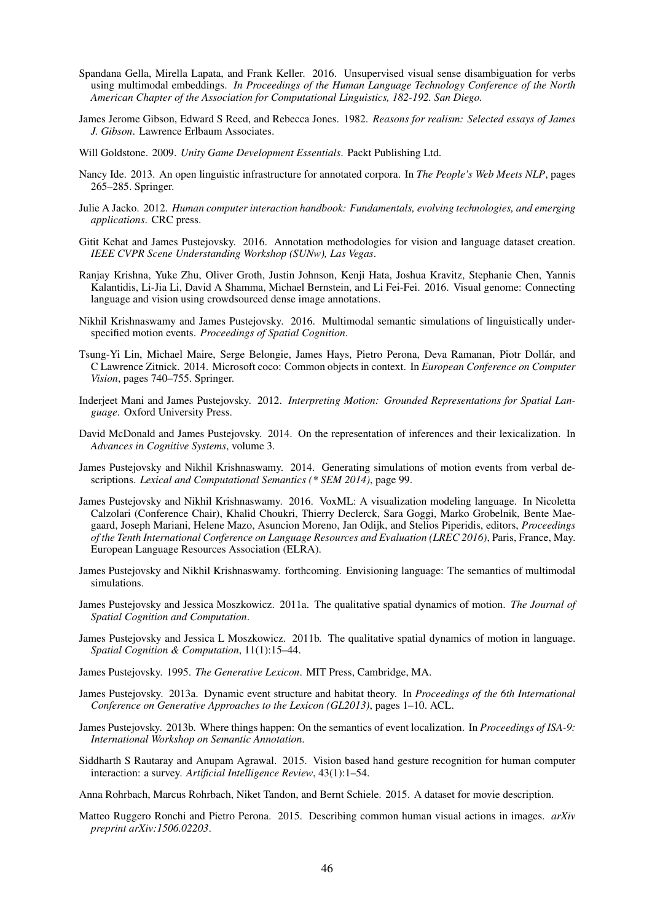Spandana Gella, Mirella Lapata, and Frank Keller. 2016. Unsupervised visual sense disambiguation for verbs using multimodal embeddings. *In Proceedings of the Human Language Technology Conference of the North American Chapter of the Association for Computational Linguistics, 182-192. San Diego.*

James Jerome Gibson, Edward S Reed, and Rebecca Jones. 1982. *Reasons for realism: Selected essays of James J. Gibson*. Lawrence Erlbaum Associates.

Will Goldstone. 2009. *Unity Game Development Essentials*. Packt Publishing Ltd.

Nancy Ide. 2013. An open linguistic infrastructure for annotated corpora. In *The People's Web Meets NLP*, pages 265–285. Springer.

Julie A Jacko. 2012. *Human computer interaction handbook: Fundamentals, evolving technologies, and emerging applications*. CRC press.

Gitit Kehat and James Pustejovsky. 2016. Annotation methodologies for vision and language dataset creation. *IEEE CVPR Scene Understanding Workshop (SUNw), Las Vegas*.

Ranjay Krishna, Yuke Zhu, Oliver Groth, Justin Johnson, Kenji Hata, Joshua Kravitz, Stephanie Chen, Yannis Kalantidis, Li-Jia Li, David A Shamma, Michael Bernstein, and Li Fei-Fei. 2016. Visual genome: Connecting language and vision using crowdsourced dense image annotations.

Nikhil Krishnaswamy and James Pustejovsky. 2016. Multimodal semantic simulations of linguistically underspecified motion events. *Proceedings of Spatial Cognition*.

Tsung-Yi Lin, Michael Maire, Serge Belongie, James Hays, Pietro Perona, Deva Ramanan, Piotr Dollár, and C Lawrence Zitnick. 2014. Microsoft coco: Common objects in context. In *European Conference on Computer Vision*, pages 740–755. Springer.

Inderjeet Mani and James Pustejovsky. 2012. *Interpreting Motion: Grounded Representations for Spatial Language*. Oxford University Press.

David McDonald and James Pustejovsky. 2014. On the representation of inferences and their lexicalization. In *Advances in Cognitive Systems*, volume 3.

James Pustejovsky and Nikhil Krishnaswamy. 2014. Generating simulations of motion events from verbal descriptions. *Lexical and Computational Semantics (* SEM 2014)*, page 99.

James Pustejovsky and Nikhil Krishnaswamy. 2016. VoxML: A visualization modeling language. In Nicoletta Calzolari (Conference Chair), Khalid Choukri, Thierry Declerck, Sara Goggi, Marko Grobelnik, Bente Maegaard, Joseph Mariani, Helene Mazo, Asuncion Moreno, Jan Odijk, and Stelios Piperidis, editors, *Proceedings of the Tenth International Conference on Language Resources and Evaluation (LREC 2016)*, Paris, France, May. European Language Resources Association (ELRA).

James Pustejovsky and Nikhil Krishnaswamy. forthcoming. Envisioning language: The semantics of multimodal simulations.

James Pustejovsky and Jessica Moszkowicz. 2011a. The qualitative spatial dynamics of motion. *The Journal of Spatial Cognition and Computation*.

James Pustejovsky and Jessica L Moszkowicz. 2011b. The qualitative spatial dynamics of motion in language. *Spatial Cognition & Computation*, 11(1):15–44.

James Pustejovsky. 1995. *The Generative Lexicon*. MIT Press, Cambridge, MA.

James Pustejovsky. 2013a. Dynamic event structure and habitat theory. In *Proceedings of the 6th International Conference on Generative Approaches to the Lexicon (GL2013)*, pages 1–10. ACL.

James Pustejovsky. 2013b. Where things happen: On the semantics of event localization. In *Proceedings of ISA-9: International Workshop on Semantic Annotation*.

Siddharth S Rautaray and Anupam Agrawal. 2015. Vision based hand gesture recognition for human computer interaction: a survey. *Artificial Intelligence Review*, 43(1):1–54.

Anna Rohrbach, Marcus Rohrbach, Niket Tandon, and Bernt Schiele. 2015. A dataset for movie description.

Matteo Ruggero Ronchi and Pietro Perona. 2015. Describing common human visual actions in images. *arXiv preprint arXiv:1506.02203*.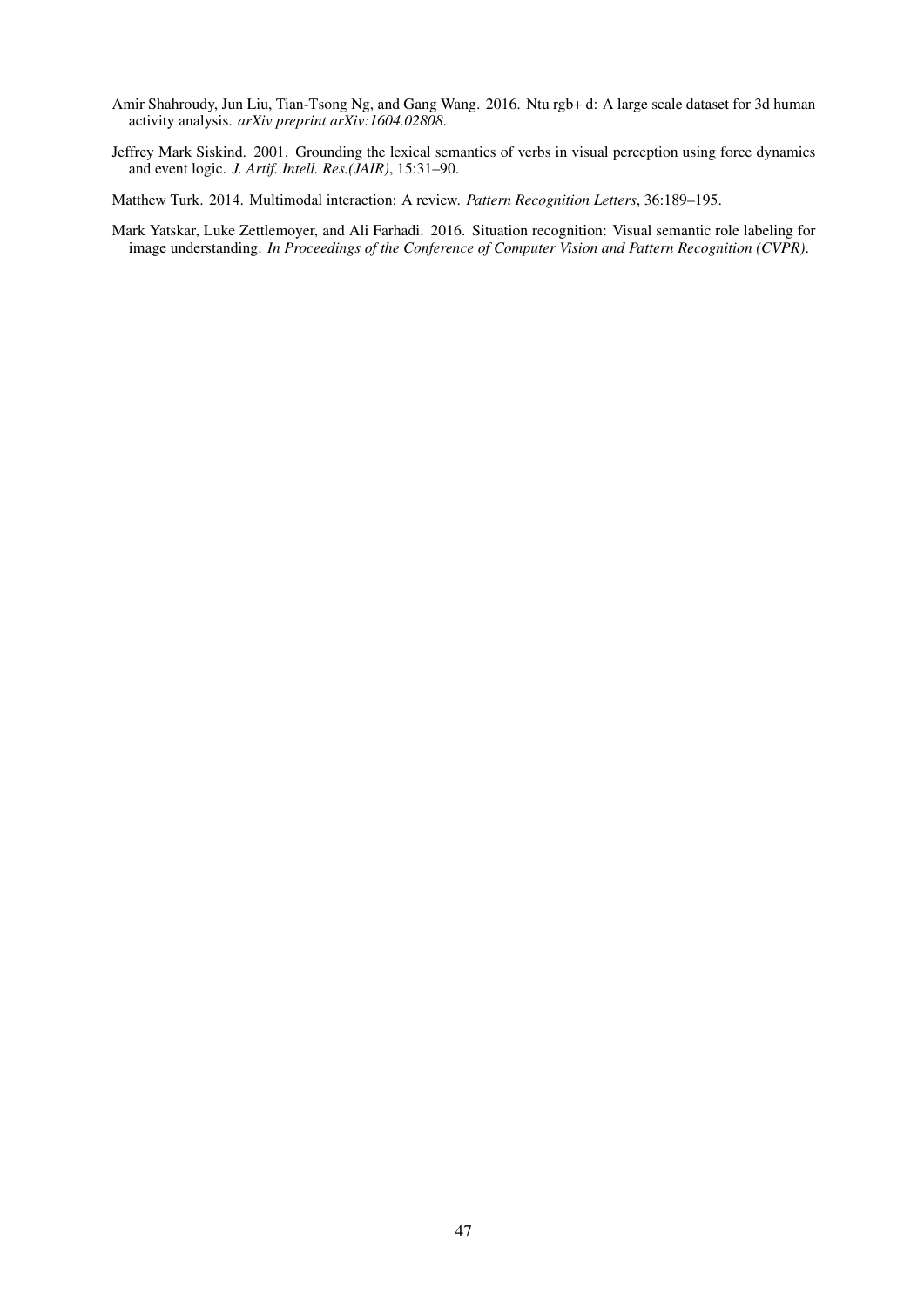Amir Shahroudy, Jun Liu, Tian-Tsong Ng, and Gang Wang. 2016. Ntu rgb+ d: A large scale dataset for 3d human activity analysis. *arXiv preprint arXiv:1604.02808*.

Jeffrey Mark Siskind. 2001. Grounding the lexical semantics of verbs in visual perception using force dynamics and event logic. *J. Artif. Intell. Res.(JAIR)*, 15:31–90.

Matthew Turk. 2014. Multimodal interaction: A review. *Pattern Recognition Letters*, 36:189–195.

Mark Yatskar, Luke Zettlemoyer, and Ali Farhadi. 2016. Situation recognition: Visual semantic role labeling for image understanding. *In Proceedings of the Conference of Computer Vision and Pattern Recognition (CVPR)*.